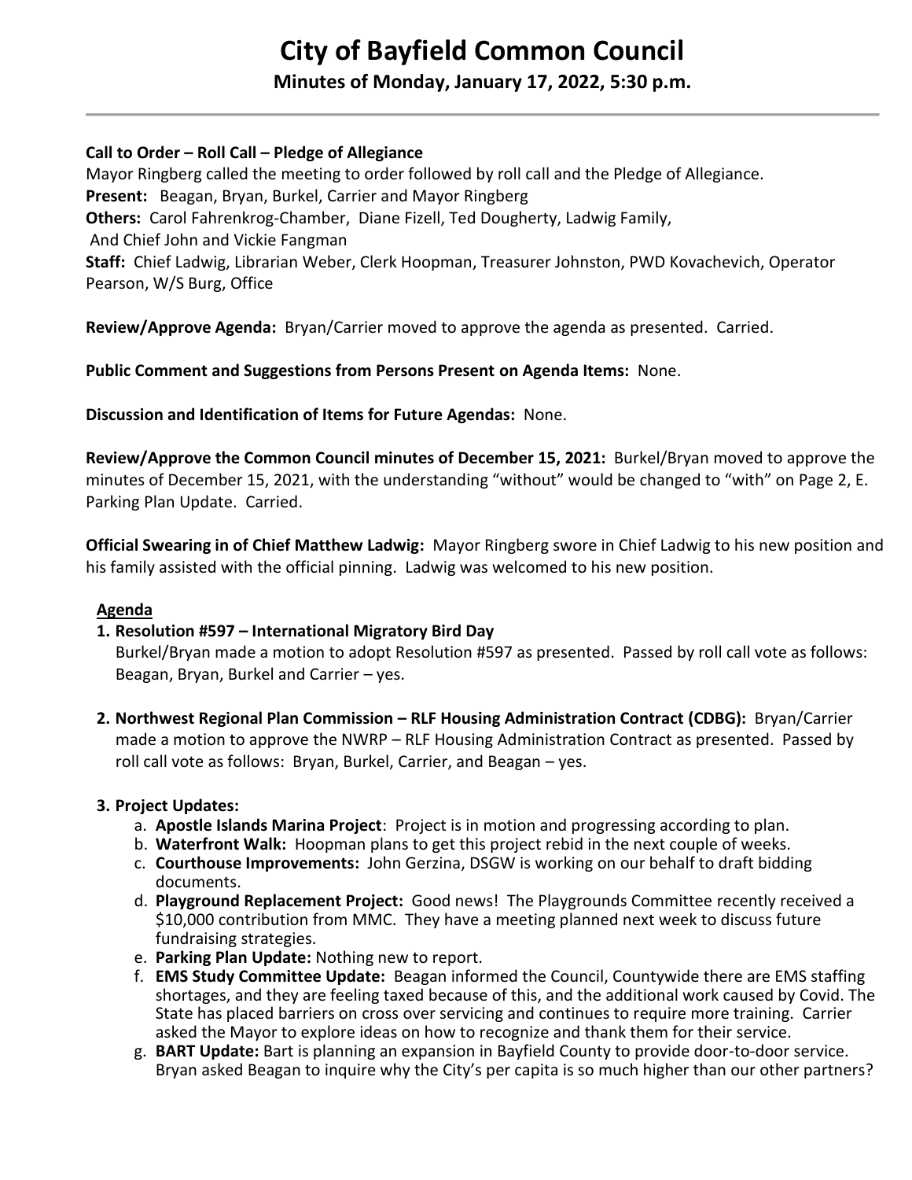# City of Bayfield Common Council

## Minutes of Monday, January 17, 2022, 5:30 p.m.

**Call to Order – Roll Call – Pledge of Allegiance**
Mayor Ringberg called the meeting to order followed by roll call and the Pledge of Allegiance.
**Present:** Beagan, Bryan, Burkel, Carrier and Mayor Ringberg
**Others:** Carol Fahrenkrog-Chamber, Diane Fizell, Ted Dougherty, Ladwig Family,
And Chief John and Vickie Fangman
**Staff:** Chief Ladwig, Librarian Weber, Clerk Hoopman, Treasurer Johnston, PWD Kovachevich, Operator Pearson, W/S Burg, Office

**Review/Approve Agenda:** Bryan/Carrier moved to approve the agenda as presented. Carried.

**Public Comment and Suggestions from Persons Present on Agenda Items:** None.

**Discussion and Identification of Items for Future Agendas:** None.

**Review/Approve the Common Council minutes of December 15, 2021:** Burkel/Bryan moved to approve the minutes of December 15, 2021, with the understanding "without" would be changed to "with" on Page 2, E. Parking Plan Update. Carried.

**Official Swearing in of Chief Matthew Ladwig:** Mayor Ringberg swore in Chief Ladwig to his new position and his family assisted with the official pinning. Ladwig was welcomed to his new position.

**Agenda**

1. **Resolution #597 – International Migratory Bird Day**
   Burkel/Bryan made a motion to adopt Resolution #597 as presented. Passed by roll call vote as follows: Beagan, Bryan, Burkel and Carrier – yes.

2. **Northwest Regional Plan Commission – RLF Housing Administration Contract (CDBG):** Bryan/Carrier made a motion to approve the NWRP – RLF Housing Administration Contract as presented. Passed by roll call vote as follows: Bryan, Burkel, Carrier, and Beagan – yes.

3. **Project Updates:**
   a. **Apostle Islands Marina Project**: Project is in motion and progressing according to plan.
   b. **Waterfront Walk:** Hoopman plans to get this project rebid in the next couple of weeks.
   c. **Courthouse Improvements:** John Gerzina, DSGW is working on our behalf to draft bidding documents.
   d. **Playground Replacement Project:** Good news! The Playgrounds Committee recently received a $10,000 contribution from MMC. They have a meeting planned next week to discuss future fundraising strategies.
   e. **Parking Plan Update:** Nothing new to report.
   f. **EMS Study Committee Update:** Beagan informed the Council, Countywide there are EMS staffing shortages, and they are feeling taxed because of this, and the additional work caused by Covid. The State has placed barriers on cross over servicing and continues to require more training. Carrier asked the Mayor to explore ideas on how to recognize and thank them for their service.
   g. **BART Update:** Bart is planning an expansion in Bayfield County to provide door-to-door service. Bryan asked Beagan to inquire why the City's per capita is so much higher than our other partners?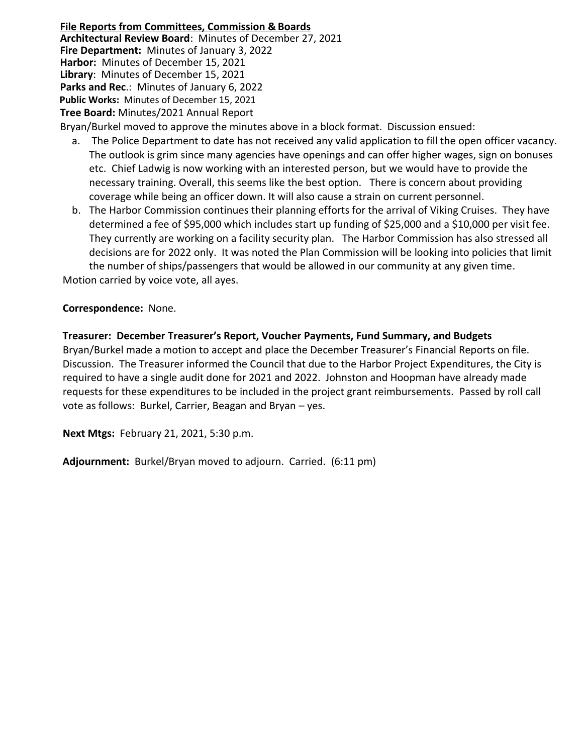**File Reports from Committees, Commission & Boards**

**Architectural Review Board**: Minutes of December 27, 2021
**Fire Department:** Minutes of January 3, 2022
**Harbor:** Minutes of December 15, 2021
**Library**: Minutes of December 15, 2021
**Parks and Rec**.: Minutes of January 6, 2022
**Public Works:** Minutes of December 15, 2021
**Tree Board:** Minutes/2021 Annual Report

Bryan/Burkel moved to approve the minutes above in a block format. Discussion ensued:

a. The Police Department to date has not received any valid application to fill the open officer vacancy. The outlook is grim since many agencies have openings and can offer higher wages, sign on bonuses etc. Chief Ladwig is now working with an interested person, but we would have to provide the necessary training. Overall, this seems like the best option. There is concern about providing coverage while being an officer down. It will also cause a strain on current personnel.

b. The Harbor Commission continues their planning efforts for the arrival of Viking Cruises. They have determined a fee of $95,000 which includes start up funding of $25,000 and a $10,000 per visit fee. They currently are working on a facility security plan. The Harbor Commission has also stressed all decisions are for 2022 only. It was noted the Plan Commission will be looking into policies that limit the number of ships/passengers that would be allowed in our community at any given time.

Motion carried by voice vote, all ayes.

**Correspondence:** None.

**Treasurer: December Treasurer's Report, Voucher Payments, Fund Summary, and Budgets**

Bryan/Burkel made a motion to accept and place the December Treasurer's Financial Reports on file. Discussion. The Treasurer informed the Council that due to the Harbor Project Expenditures, the City is required to have a single audit done for 2021 and 2022. Johnston and Hoopman have already made requests for these expenditures to be included in the project grant reimbursements. Passed by roll call vote as follows: Burkel, Carrier, Beagan and Bryan – yes.

**Next Mtgs:** February 21, 2021, 5:30 p.m.

**Adjournment:** Burkel/Bryan moved to adjourn. Carried. (6:11 pm)